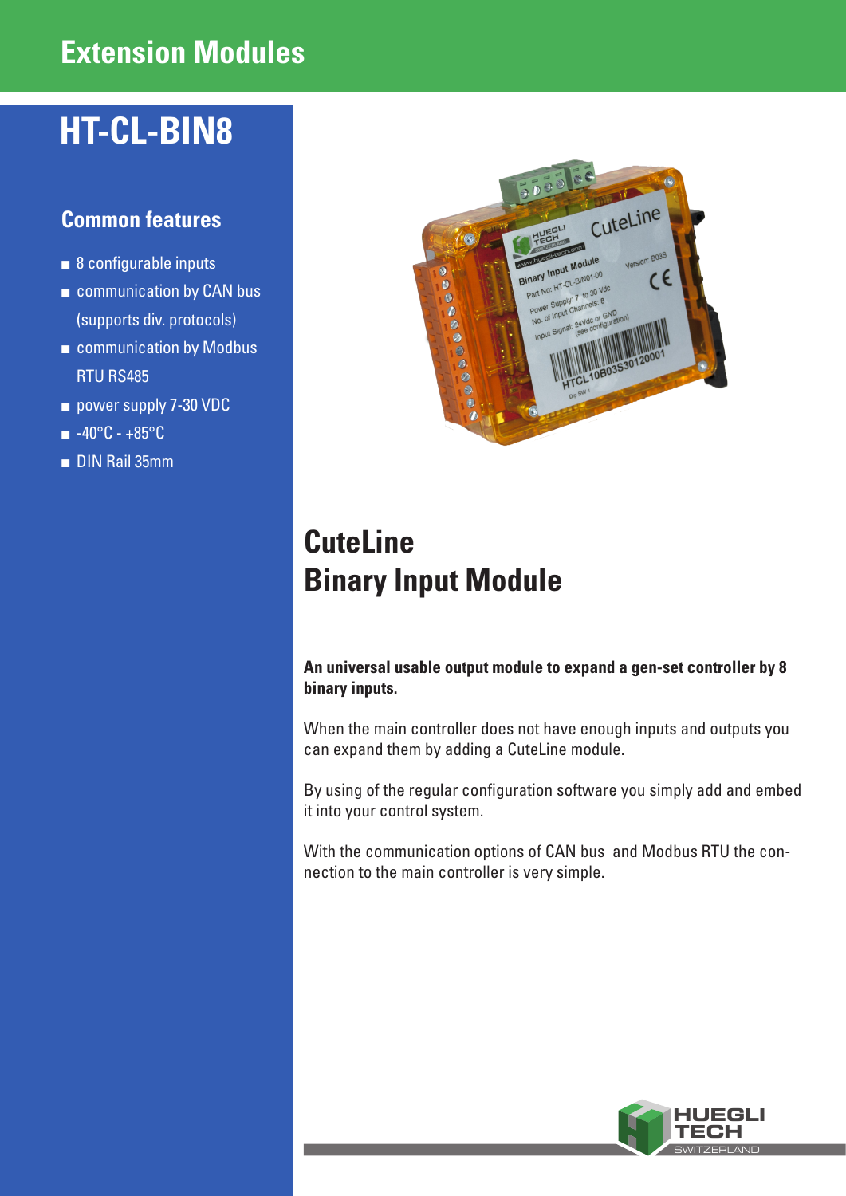# Extension Modules

## HT-CL-BIN8

### Common features

- 8 configurable inputs
- communication by CAN bus (supports div. protocols)
- communication by Modbus RTU RS485
- power supply 7-30 VDC
- -40°C - +85°C
- DIN Rail 35mm

## CuteLine
## Binary Input Module

**An universal usable output module to expand a gen-set controller by 8 binary inputs.**

When the main controller does not have enough inputs and outputs you can expand them by adding a CuteLine module.

By using of the regular configuration software you simply add and embed it into your control system.

With the communication options of CAN bus and Modbus RTU the connection to the main controller is very simple.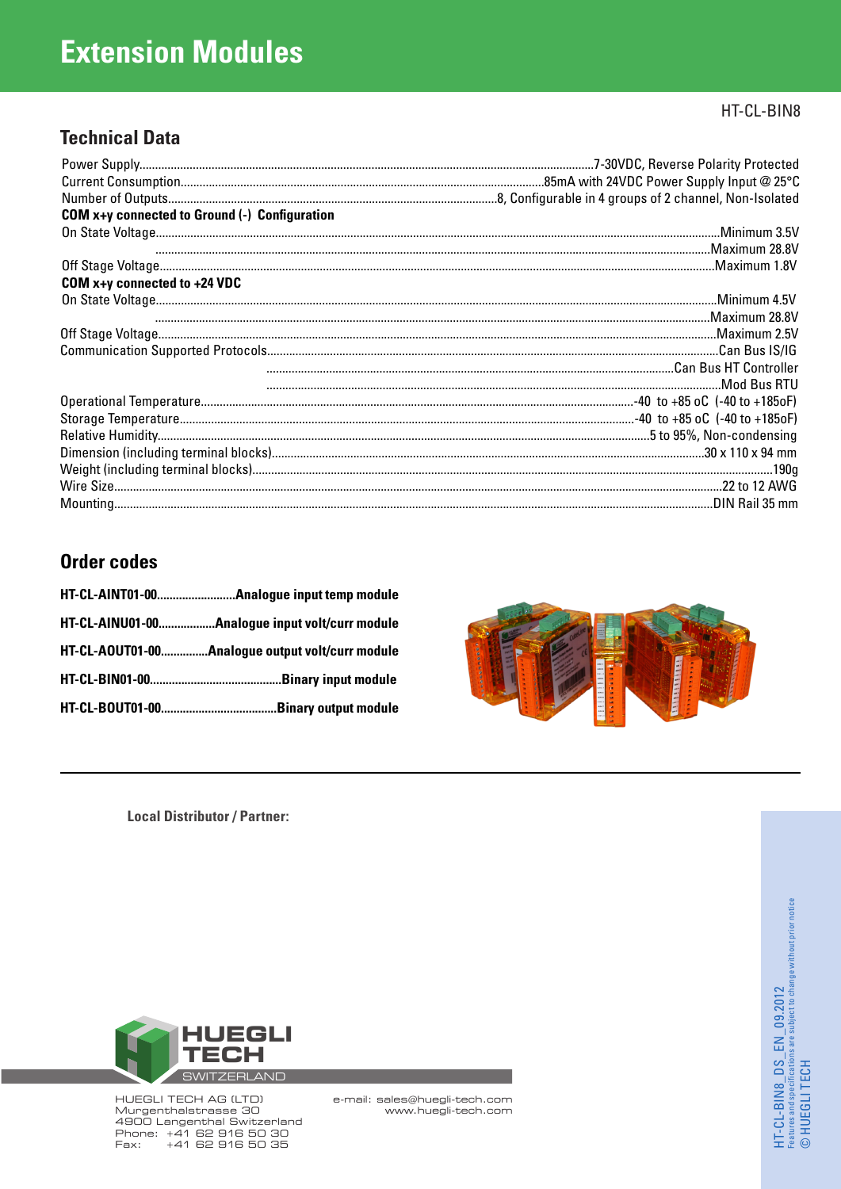# Extension Modules

HT-CL-BIN8

## Technical Data

| | |
|---|---|
| Power Supply | 7-30VDC, Reverse Polarity Protected |
| Current Consumption | 85mA with 24VDC Power Supply Input @ 25°C |
| Number of Outputs | 8, Configurable in 4 groups of 2 channel, Non-Isolated |
| **COM x+y connected to Ground (-) Configuration** | |
| On State Voltage | Minimum 3.5V |
| | Maximum 28.8V |
| Off Stage Voltage | Maximum 1.8V |
| **COM x+y connected to +24 VDC** | |
| On State Voltage | Minimum 4.5V |
| | Maximum 28.8V |
| Off Stage Voltage | Maximum 2.5V |
| Communication Supported Protocols | Can Bus IS/IG |
| | Can Bus HT Controller |
| | Mod Bus RTU |
| Operational Temperature | -40 to +85 oC (-40 to +185oF) |
| Storage Temperature | -40 to +85 oC (-40 to +185oF) |
| Relative Humidity | 5 to 95%, Non-condensing |
| Dimension (including terminal blocks) | 30 x 110 x 94 mm |
| Weight (including terminal blocks) | 190g |
| Wire Size | 22 to 12 AWG |
| Mounting | DIN Rail 35 mm |

## Order codes

**HT-CL-AINT01-00.........................Analogue input temp module**

**HT-CL-AINU01-00..................Analogue input volt/curr module**

**HT-CL-AOUT01-00...............Analogue output volt/curr module**

**HT-CL-BIN01-00..........................................Binary input module**

**HT-CL-BOUT01-00....................................Binary output module**

**Local Distributor / Partner:**

HUEGLI TECH
SWITZERLAND

HUEGLI TECH AG (LTD)
Murgenthalstrasse 30
4900 Langenthal Switzerland
Phone: +41 62 916 50 30
Fax: +41 62 916 50 35

e-mail: sales@huegli-tech.com
www.huegli-tech.com

HT-CL-BIN8_DS_EN_09.2012
Features and specifications are subject to change without prior notice
© HUEGLI TECH